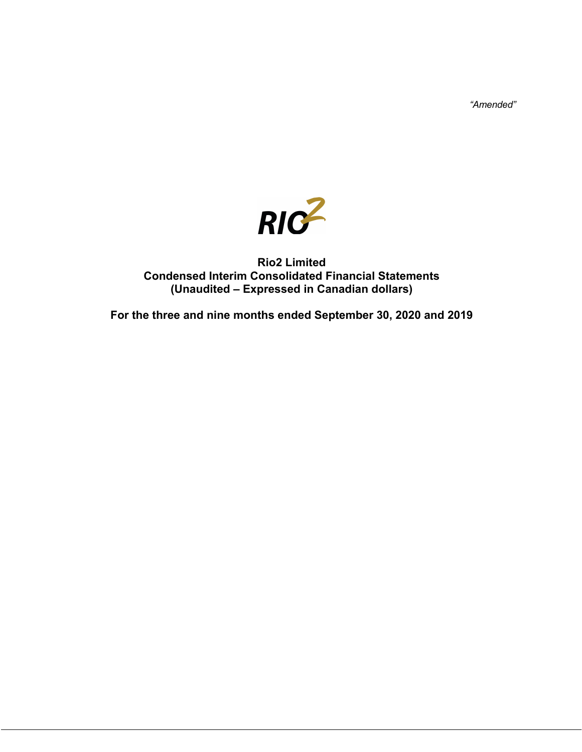*"Amended"*

RIO2

# Rio2 Limited

## Condensed Interim Consolidated Financial Statements

## (Unaudited – Expressed in Canadian dollars)

**For the three and nine months ended September 30, 2020 and 2019**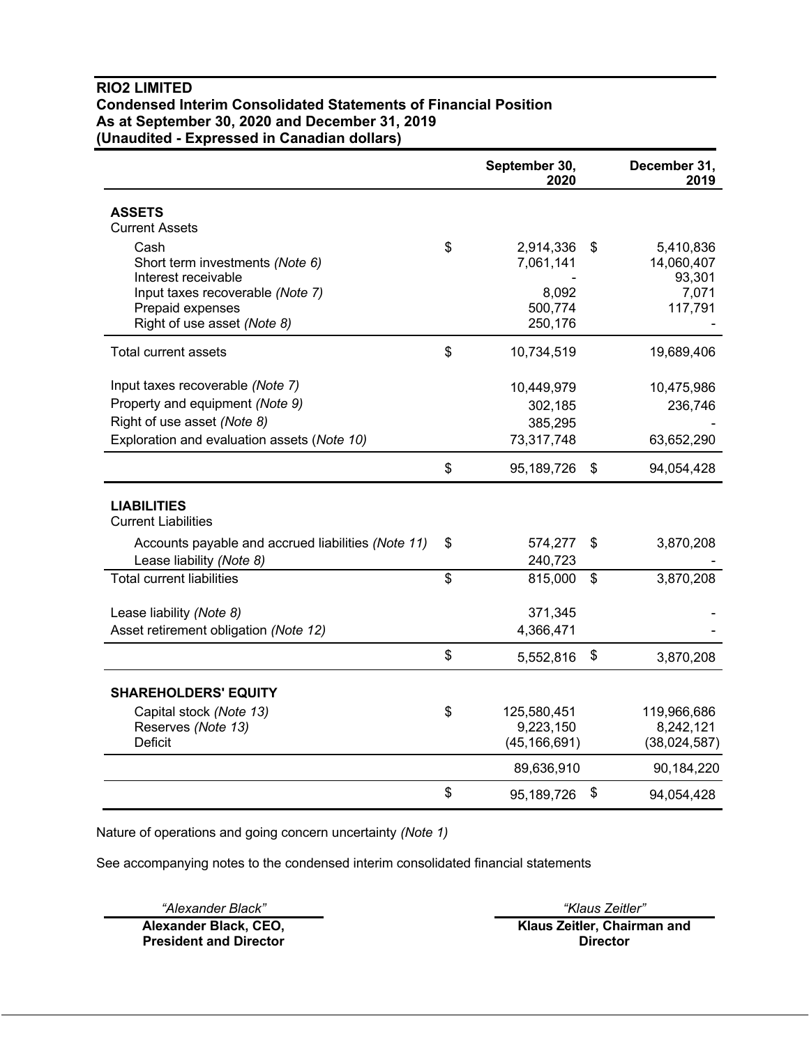**RIO2 LIMITED**
**Condensed Interim Consolidated Statements of Financial Position**
**As at September 30, 2020 and December 31, 2019**
**(Unaudited - Expressed in Canadian dollars)**

| | September 30, 2020 | December 31, 2019 |
|---|---|---|
| **ASSETS** | | |
| Current Assets | | |
| Cash | $ 2,914,336 | $ 5,410,836 |
| Short term investments *(Note 6)* | 7,061,141 | 14,060,407 |
| Interest receivable | - | 93,301 |
| Input taxes recoverable *(Note 7)* | 8,092 | 7,071 |
| Prepaid expenses | 500,774 | 117,791 |
| Right of use asset *(Note 8)* | 250,176 | - |
| Total current assets | $ 10,734,519 | 19,689,406 |
| Input taxes recoverable *(Note 7)* | 10,449,979 | 10,475,986 |
| Property and equipment *(Note 9)* | 302,185 | 236,746 |
| Right of use asset *(Note 8)* | 385,295 | - |
| Exploration and evaluation assets (*Note 10)* | 73,317,748 | 63,652,290 |
| | $ 95,189,726 | $ 94,054,428 |
| **LIABILITIES** | | |
| Current Liabilities | | |
| Accounts payable and accrued liabilities *(Note 11)* | $ 574,277 | $ 3,870,208 |
| Lease liability *(Note 8)* | 240,723 | - |
| Total current liabilities | $ 815,000 | $ 3,870,208 |
| Lease liability *(Note 8)* | 371,345 | - |
| Asset retirement obligation *(Note 12)* | 4,366,471 | - |
| | $ 5,552,816 | $ 3,870,208 |
| **SHAREHOLDERS' EQUITY** | | |
| Capital stock *(Note 13)* | $ 125,580,451 | 119,966,686 |
| Reserves *(Note 13)* | 9,223,150 | 8,242,121 |
| Deficit | (45,166,691) | (38,024,587) |
| | 89,636,910 | 90,184,220 |
| | $ 95,189,726 | $ 94,054,428 |

Nature of operations and going concern uncertainty *(Note 1)*

See accompanying notes to the condensed interim consolidated financial statements

*"Alexander Black"*
**Alexander Black, CEO, President and Director**

*"Klaus Zeitler"*
**Klaus Zeitler, Chairman and Director**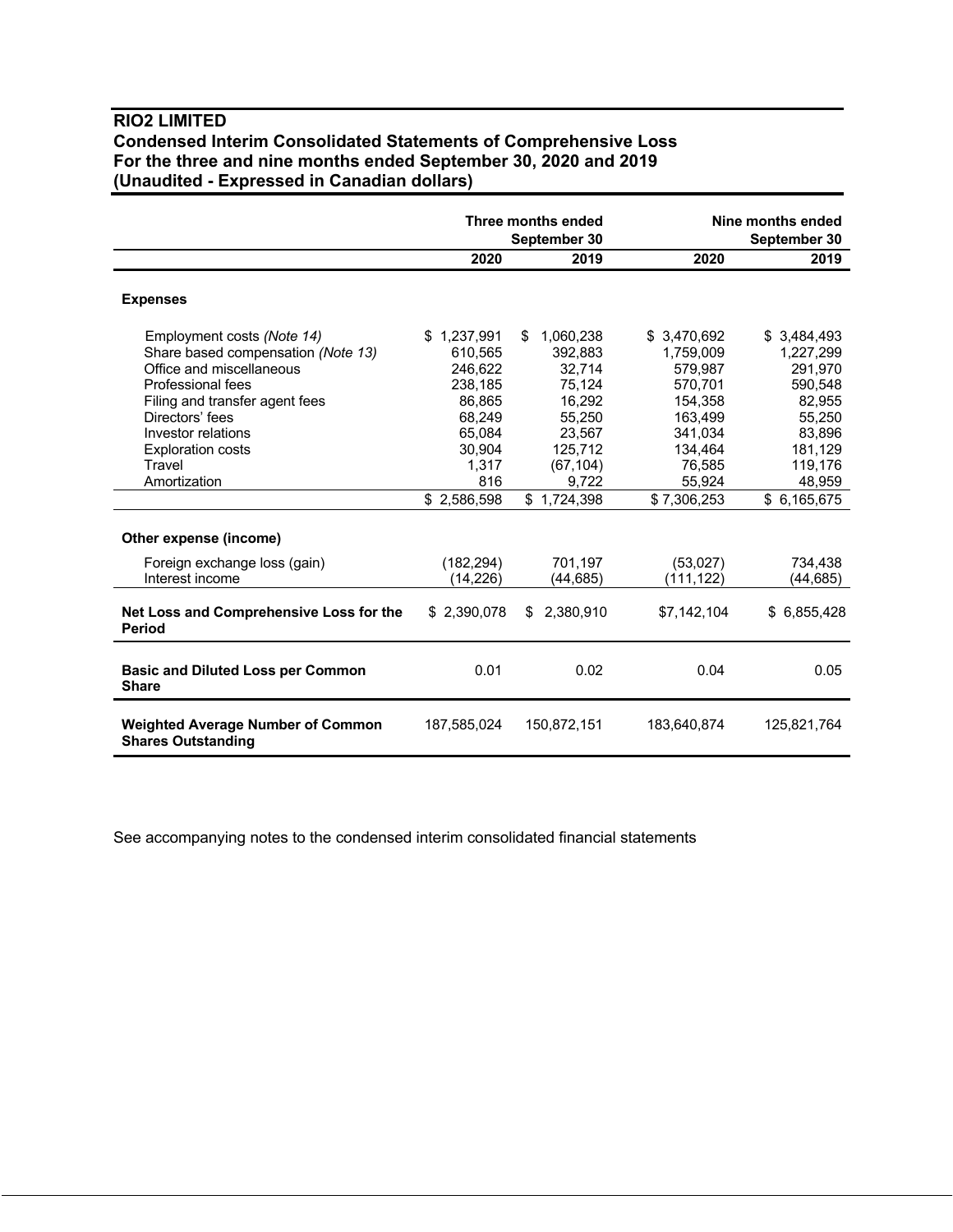# RIO2 LIMITED

## Condensed Interim Consolidated Statements of Comprehensive Loss
## For the three and nine months ended September 30, 2020 and 2019
## (Unaudited - Expressed in Canadian dollars)

| | Three months ended September 30 | | Nine months ended September 30 | |
|---|---|---|---|---|
| | **2020** | **2019** | **2020** | **2019** |
| **Expenses** | | | | |
| Employment costs *(Note 14)* | $ 1,237,991 | $ 1,060,238 | $ 3,470,692 | $ 3,484,493 |
| Share based compensation *(Note 13)* | 610,565 | 392,883 | 1,759,009 | 1,227,299 |
| Office and miscellaneous | 246,622 | 32,714 | 579,987 | 291,970 |
| Professional fees | 238,185 | 75,124 | 570,701 | 590,548 |
| Filing and transfer agent fees | 86,865 | 16,292 | 154,358 | 82,955 |
| Directors' fees | 68,249 | 55,250 | 163,499 | 55,250 |
| Investor relations | 65,084 | 23,567 | 341,034 | 83,896 |
| Exploration costs | 30,904 | 125,712 | 134,464 | 181,129 |
| Travel | 1,317 | (67,104) | 76,585 | 119,176 |
| Amortization | 816 | 9,722 | 55,924 | 48,959 |
| | $ 2,586,598 | $ 1,724,398 | $ 7,306,253 | $ 6,165,675 |
| **Other expense (income)** | | | | |
| Foreign exchange loss (gain) | (182,294) | 701,197 | (53,027) | 734,438 |
| Interest income | (14,226) | (44,685) | (111,122) | (44,685) |
| **Net Loss and Comprehensive Loss for the Period** | $ 2,390,078 | $ 2,380,910 | $7,142,104 | $ 6,855,428 |
| **Basic and Diluted Loss per Common Share** | 0.01 | 0.02 | 0.04 | 0.05 |
| **Weighted Average Number of Common Shares Outstanding** | 187,585,024 | 150,872,151 | 183,640,874 | 125,821,764 |

See accompanying notes to the condensed interim consolidated financial statements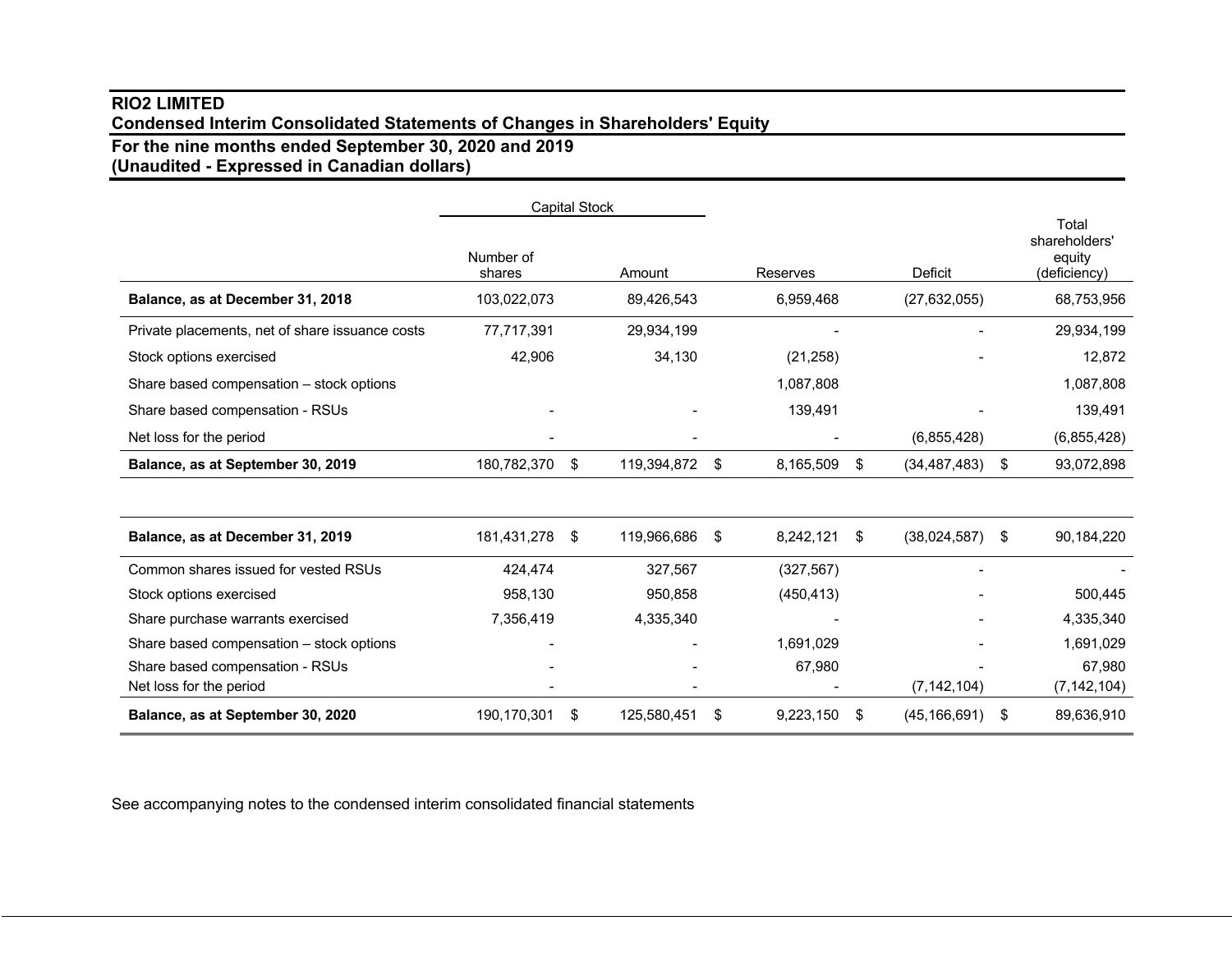**RIO2 LIMITED**
**Condensed Interim Consolidated Statements of Changes in Shareholders' Equity**
**For the nine months ended September 30, 2020 and 2019**
**(Unaudited - Expressed in Canadian dollars)**

| | Capital Stock | | | | |
|---|---|---|---|---|---|
| | Number of shares | Amount | Reserves | Deficit | Total shareholders' equity (deficiency) |
| **Balance, as at December 31, 2018** | 103,022,073 | 89,426,543 | 6,959,468 | (27,632,055) | 68,753,956 |
| Private placements, net of share issuance costs | 77,717,391 | 29,934,199 | - | - | 29,934,199 |
| Stock options exercised | 42,906 | 34,130 | (21,258) | - | 12,872 |
| Share based compensation – stock options | | | 1,087,808 | | 1,087,808 |
| Share based compensation - RSUs | - | - | 139,491 | - | 139,491 |
| Net loss for the period | - | - | - | (6,855,428) | (6,855,428) |
| **Balance, as at September 30, 2019** | 180,782,370 | $ 119,394,872 | $ 8,165,509 | $ (34,487,483) | $ 93,072,898 |
| | | | | | |
| **Balance, as at December 31, 2019** | 181,431,278 | $ 119,966,686 | $ 8,242,121 | $ (38,024,587) | $ 90,184,220 |
| Common shares issued for vested RSUs | 424,474 | 327,567 | (327,567) | - | - |
| Stock options exercised | 958,130 | 950,858 | (450,413) | - | 500,445 |
| Share purchase warrants exercised | 7,356,419 | 4,335,340 | - | - | 4,335,340 |
| Share based compensation – stock options | - | - | 1,691,029 | - | 1,691,029 |
| Share based compensation - RSUs | - | - | 67,980 | - | 67,980 |
| Net loss for the period | - | - | - | (7,142,104) | (7,142,104) |
| **Balance, as at September 30, 2020** | 190,170,301 | $ 125,580,451 | $ 9,223,150 | $ (45,166,691) | $ 89,636,910 |

See accompanying notes to the condensed interim consolidated financial statements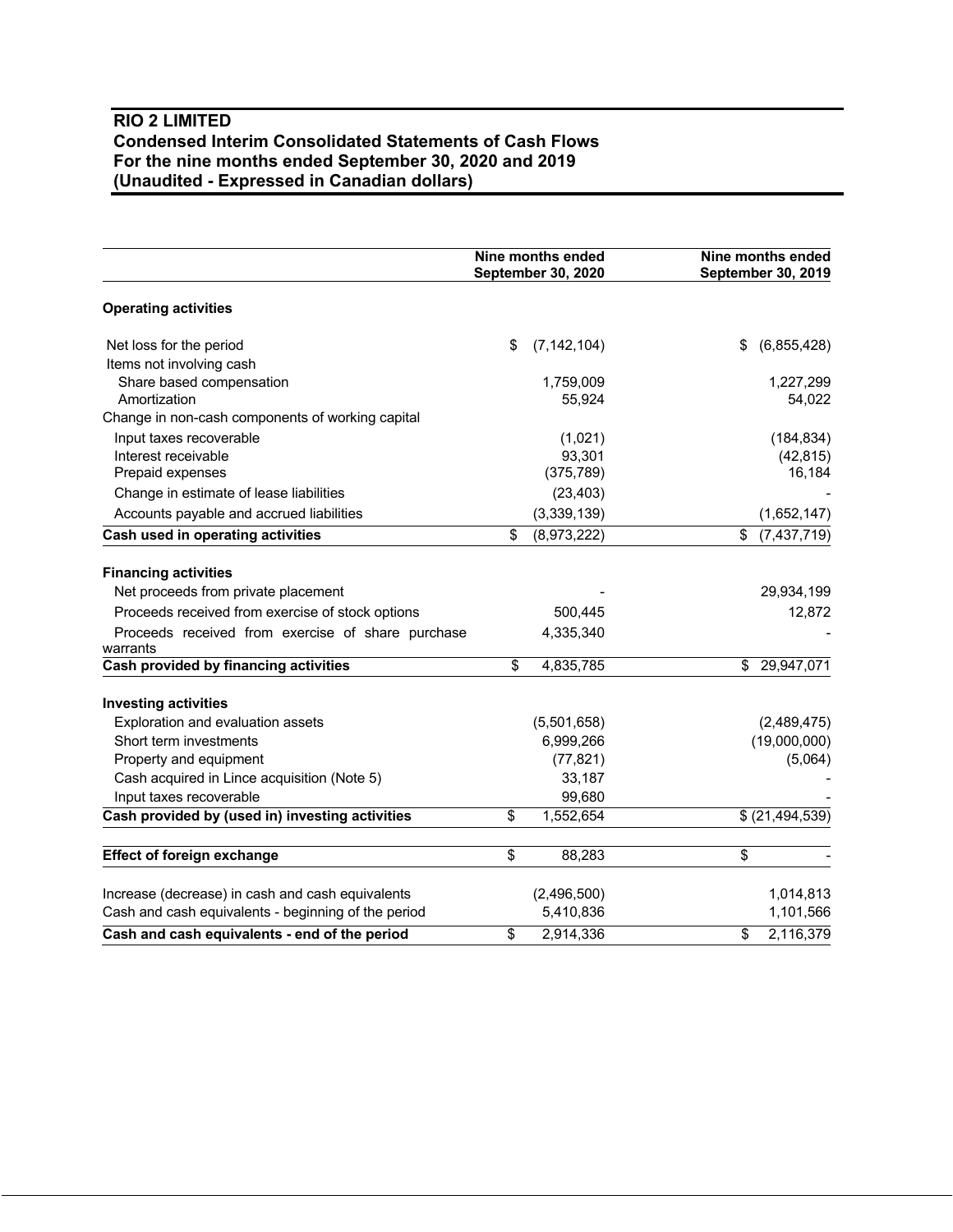**RIO 2 LIMITED**
**Condensed Interim Consolidated Statements of Cash Flows**
**For the nine months ended September 30, 2020 and 2019**
**(Unaudited - Expressed in Canadian dollars)**

| | Nine months ended September 30, 2020 | Nine months ended September 30, 2019 |
|---|---|---|
| **Operating activities** | | |
| Net loss for the period | $ (7,142,104) | $ (6,855,428) |
| Items not involving cash | | |
| Share based compensation | 1,759,009 | 1,227,299 |
| Amortization | 55,924 | 54,022 |
| Change in non-cash components of working capital | | |
| Input taxes recoverable | (1,021) | (184,834) |
| Interest receivable | 93,301 | (42,815) |
| Prepaid expenses | (375,789) | 16,184 |
| Change in estimate of lease liabilities | (23,403) | - |
| Accounts payable and accrued liabilities | (3,339,139) | (1,652,147) |
| **Cash used in operating activities** | $ (8,973,222) | $ (7,437,719) |
| **Financing activities** | | |
| Net proceeds from private placement | - | 29,934,199 |
| Proceeds received from exercise of stock options | 500,445 | 12,872 |
| Proceeds received from exercise of share purchase warrants | 4,335,340 | - |
| **Cash provided by financing activities** | $ 4,835,785 | $ 29,947,071 |
| **Investing activities** | | |
| Exploration and evaluation assets | (5,501,658) | (2,489,475) |
| Short term investments | 6,999,266 | (19,000,000) |
| Property and equipment | (77,821) | (5,064) |
| Cash acquired in Lince acquisition (Note 5) | 33,187 | - |
| Input taxes recoverable | 99,680 | - |
| **Cash provided by (used in) investing activities** | $ 1,552,654 | $ (21,494,539) |
| **Effect of foreign exchange** | $ 88,283 | $ - |
| Increase (decrease) in cash and cash equivalents | (2,496,500) | 1,014,813 |
| Cash and cash equivalents - beginning of the period | 5,410,836 | 1,101,566 |
| **Cash and cash equivalents - end of the period** | $ 2,914,336 | $ 2,116,379 |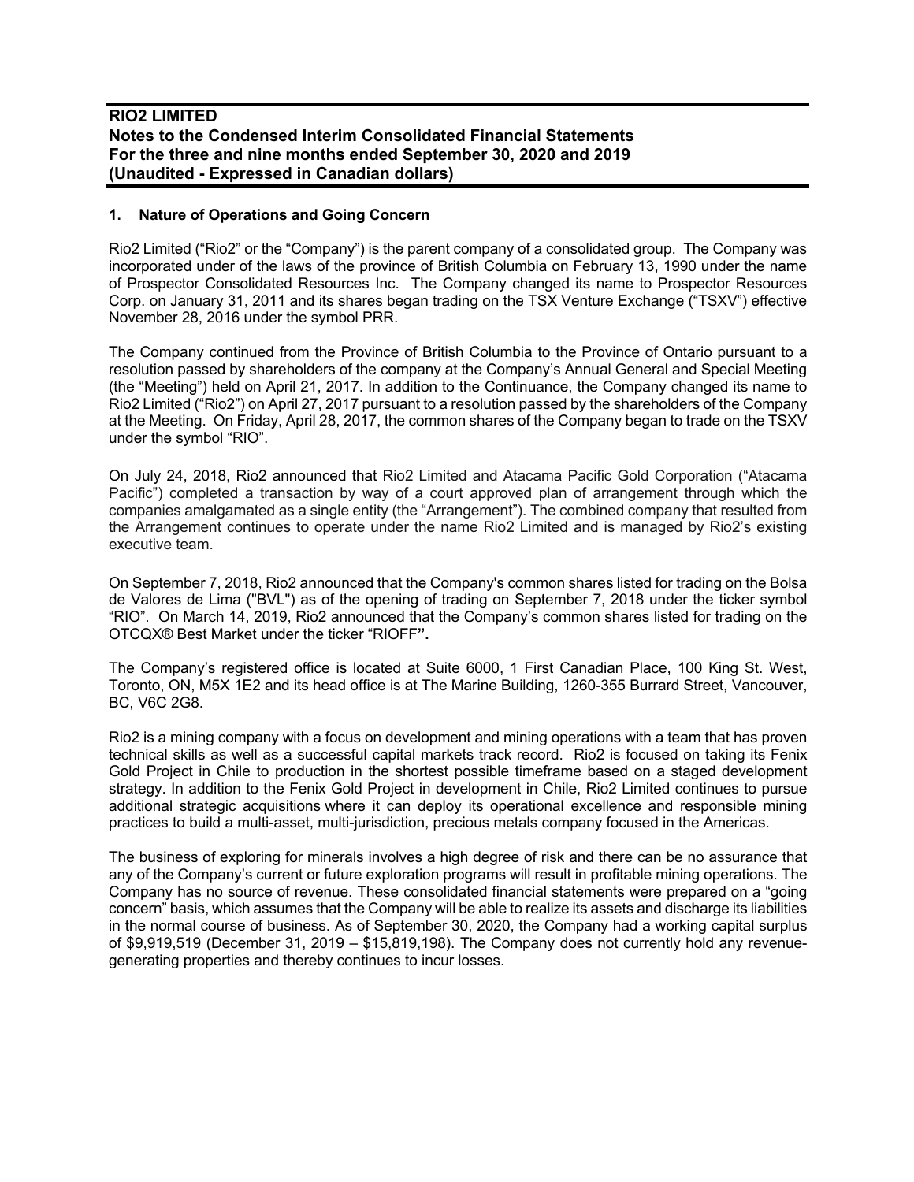**RIO2 LIMITED**
**Notes to the Condensed Interim Consolidated Financial Statements**
**For the three and nine months ended September 30, 2020 and 2019**
**(Unaudited - Expressed in Canadian dollars)**

## 1. Nature of Operations and Going Concern

Rio2 Limited ("Rio2" or the "Company") is the parent company of a consolidated group. The Company was incorporated under of the laws of the province of British Columbia on February 13, 1990 under the name of Prospector Consolidated Resources Inc. The Company changed its name to Prospector Resources Corp. on January 31, 2011 and its shares began trading on the TSX Venture Exchange ("TSXV") effective November 28, 2016 under the symbol PRR.

The Company continued from the Province of British Columbia to the Province of Ontario pursuant to a resolution passed by shareholders of the company at the Company's Annual General and Special Meeting (the "Meeting") held on April 21, 2017. In addition to the Continuance, the Company changed its name to Rio2 Limited ("Rio2") on April 27, 2017 pursuant to a resolution passed by the shareholders of the Company at the Meeting. On Friday, April 28, 2017, the common shares of the Company began to trade on the TSXV under the symbol "RIO".

On July 24, 2018, Rio2 announced that Rio2 Limited and Atacama Pacific Gold Corporation ("Atacama Pacific") completed a transaction by way of a court approved plan of arrangement through which the companies amalgamated as a single entity (the "Arrangement"). The combined company that resulted from the Arrangement continues to operate under the name Rio2 Limited and is managed by Rio2's existing executive team.

On September 7, 2018, Rio2 announced that the Company's common shares listed for trading on the Bolsa de Valores de Lima ("BVL") as of the opening of trading on September 7, 2018 under the ticker symbol "RIO". On March 14, 2019, Rio2 announced that the Company's common shares listed for trading on the OTCQX® Best Market under the ticker "RIOFF**".**

The Company's registered office is located at Suite 6000, 1 First Canadian Place, 100 King St. West, Toronto, ON, M5X 1E2 and its head office is at The Marine Building, 1260-355 Burrard Street, Vancouver, BC, V6C 2G8.

Rio2 is a mining company with a focus on development and mining operations with a team that has proven technical skills as well as a successful capital markets track record. Rio2 is focused on taking its Fenix Gold Project in Chile to production in the shortest possible timeframe based on a staged development strategy. In addition to the Fenix Gold Project in development in Chile, Rio2 Limited continues to pursue additional strategic acquisitions where it can deploy its operational excellence and responsible mining practices to build a multi-asset, multi-jurisdiction, precious metals company focused in the Americas.

The business of exploring for minerals involves a high degree of risk and there can be no assurance that any of the Company's current or future exploration programs will result in profitable mining operations. The Company has no source of revenue. These consolidated financial statements were prepared on a "going concern" basis, which assumes that the Company will be able to realize its assets and discharge its liabilities in the normal course of business. As of September 30, 2020, the Company had a working capital surplus of $9,919,519 (December 31, 2019 – $15,819,198). The Company does not currently hold any revenue-generating properties and thereby continues to incur losses.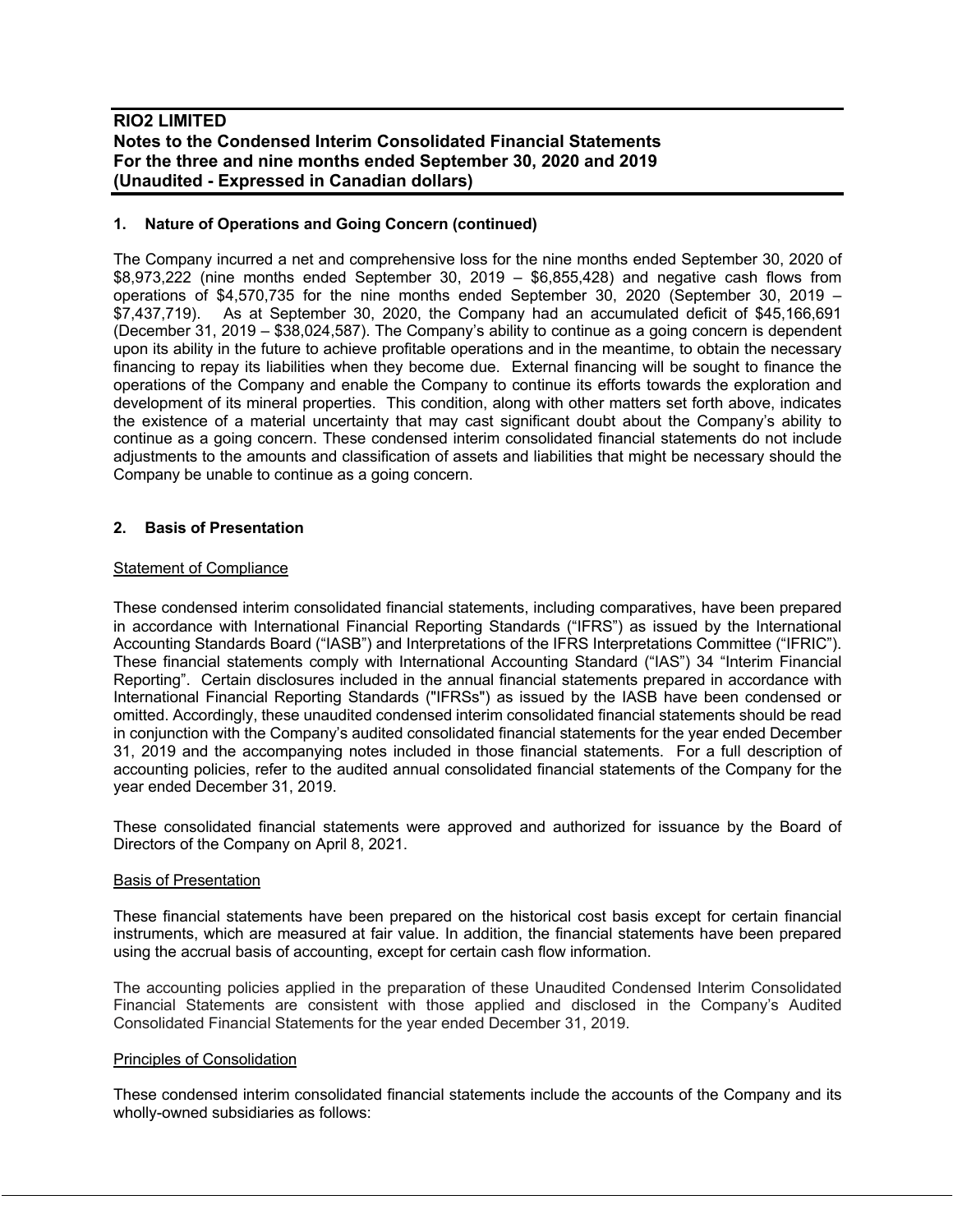## 1. Nature of Operations and Going Concern (continued)

The Company incurred a net and comprehensive loss for the nine months ended September 30, 2020 of $8,973,222 (nine months ended September 30, 2019 – $6,855,428) and negative cash flows from operations of $4,570,735 for the nine months ended September 30, 2020 (September 30, 2019 – $7,437,719). As at September 30, 2020, the Company had an accumulated deficit of $45,166,691 (December 31, 2019 – $38,024,587). The Company's ability to continue as a going concern is dependent upon its ability in the future to achieve profitable operations and in the meantime, to obtain the necessary financing to repay its liabilities when they become due. External financing will be sought to finance the operations of the Company and enable the Company to continue its efforts towards the exploration and development of its mineral properties. This condition, along with other matters set forth above, indicates the existence of a material uncertainty that may cast significant doubt about the Company's ability to continue as a going concern. These condensed interim consolidated financial statements do not include adjustments to the amounts and classification of assets and liabilities that might be necessary should the Company be unable to continue as a going concern.

## 2. Basis of Presentation

Statement of Compliance

These condensed interim consolidated financial statements, including comparatives, have been prepared in accordance with International Financial Reporting Standards ("IFRS") as issued by the International Accounting Standards Board ("IASB") and Interpretations of the IFRS Interpretations Committee ("IFRIC"). These financial statements comply with International Accounting Standard ("IAS") 34 "Interim Financial Reporting". Certain disclosures included in the annual financial statements prepared in accordance with International Financial Reporting Standards ("IFRSs") as issued by the IASB have been condensed or omitted. Accordingly, these unaudited condensed interim consolidated financial statements should be read in conjunction with the Company's audited consolidated financial statements for the year ended December 31, 2019 and the accompanying notes included in those financial statements. For a full description of accounting policies, refer to the audited annual consolidated financial statements of the Company for the year ended December 31, 2019.

These consolidated financial statements were approved and authorized for issuance by the Board of Directors of the Company on April 8, 2021.

Basis of Presentation

These financial statements have been prepared on the historical cost basis except for certain financial instruments, which are measured at fair value. In addition, the financial statements have been prepared using the accrual basis of accounting, except for certain cash flow information.

The accounting policies applied in the preparation of these Unaudited Condensed Interim Consolidated Financial Statements are consistent with those applied and disclosed in the Company's Audited Consolidated Financial Statements for the year ended December 31, 2019.

Principles of Consolidation

These condensed interim consolidated financial statements include the accounts of the Company and its wholly-owned subsidiaries as follows: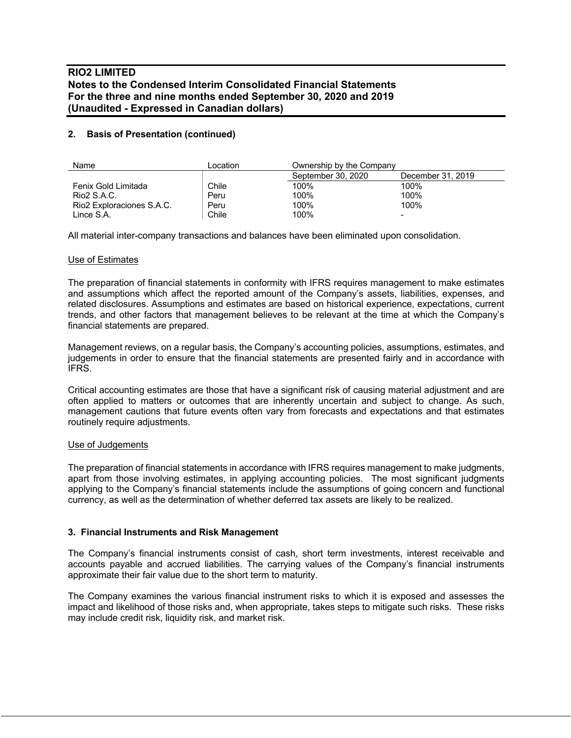## 2. Basis of Presentation (continued)

| Name | Location | Ownership by the Company | |
|---|---|---|---|
| | | September 30, 2020 | December 31, 2019 |
| Fenix Gold Limitada | Chile | 100% | 100% |
| Rio2 S.A.C. | Peru | 100% | 100% |
| Rio2 Exploraciones S.A.C. | Peru | 100% | 100% |
| Lince S.A. | Chile | 100% | - |

All material inter-company transactions and balances have been eliminated upon consolidation.

Use of Estimates

The preparation of financial statements in conformity with IFRS requires management to make estimates and assumptions which affect the reported amount of the Company's assets, liabilities, expenses, and related disclosures. Assumptions and estimates are based on historical experience, expectations, current trends, and other factors that management believes to be relevant at the time at which the Company's financial statements are prepared.

Management reviews, on a regular basis, the Company's accounting policies, assumptions, estimates, and judgements in order to ensure that the financial statements are presented fairly and in accordance with IFRS.

Critical accounting estimates are those that have a significant risk of causing material adjustment and are often applied to matters or outcomes that are inherently uncertain and subject to change. As such, management cautions that future events often vary from forecasts and expectations and that estimates routinely require adjustments.

Use of Judgements

The preparation of financial statements in accordance with IFRS requires management to make judgments, apart from those involving estimates, in applying accounting policies. The most significant judgments applying to the Company's financial statements include the assumptions of going concern and functional currency, as well as the determination of whether deferred tax assets are likely to be realized.

## 3. Financial Instruments and Risk Management

The Company's financial instruments consist of cash, short term investments, interest receivable and accounts payable and accrued liabilities. The carrying values of the Company's financial instruments approximate their fair value due to the short term to maturity.

The Company examines the various financial instrument risks to which it is exposed and assesses the impact and likelihood of those risks and, when appropriate, takes steps to mitigate such risks. These risks may include credit risk, liquidity risk, and market risk.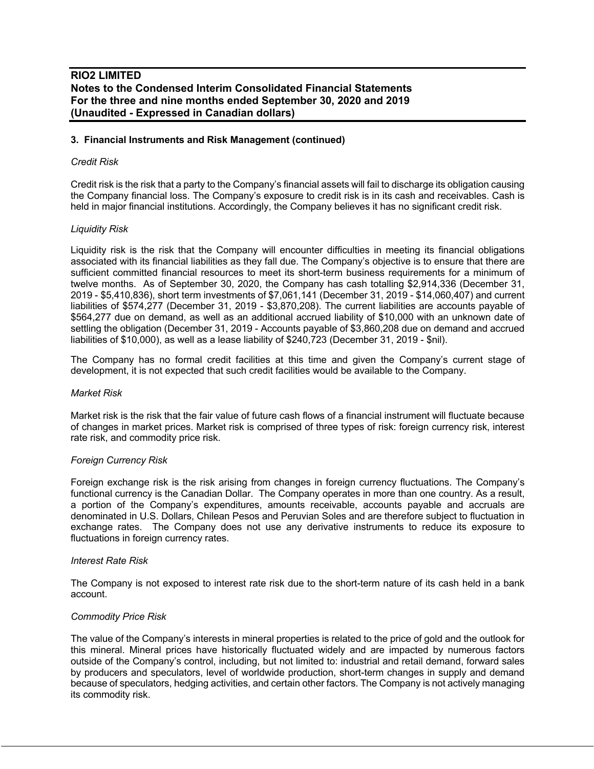### 3. Financial Instruments and Risk Management (continued)

*Credit Risk*

Credit risk is the risk that a party to the Company's financial assets will fail to discharge its obligation causing the Company financial loss. The Company's exposure to credit risk is in its cash and receivables. Cash is held in major financial institutions. Accordingly, the Company believes it has no significant credit risk.

*Liquidity Risk*

Liquidity risk is the risk that the Company will encounter difficulties in meeting its financial obligations associated with its financial liabilities as they fall due. The Company's objective is to ensure that there are sufficient committed financial resources to meet its short-term business requirements for a minimum of twelve months. As of September 30, 2020, the Company has cash totalling $2,914,336 (December 31, 2019 - $5,410,836), short term investments of $7,061,141 (December 31, 2019 - $14,060,407) and current liabilities of $574,277 (December 31, 2019 - $3,870,208). The current liabilities are accounts payable of $564,277 due on demand, as well as an additional accrued liability of $10,000 with an unknown date of settling the obligation (December 31, 2019 - Accounts payable of $3,860,208 due on demand and accrued liabilities of $10,000), as well as a lease liability of $240,723 (December 31, 2019 - $nil).

The Company has no formal credit facilities at this time and given the Company's current stage of development, it is not expected that such credit facilities would be available to the Company.

*Market Risk*

Market risk is the risk that the fair value of future cash flows of a financial instrument will fluctuate because of changes in market prices. Market risk is comprised of three types of risk: foreign currency risk, interest rate risk, and commodity price risk.

*Foreign Currency Risk*

Foreign exchange risk is the risk arising from changes in foreign currency fluctuations. The Company's functional currency is the Canadian Dollar. The Company operates in more than one country. As a result, a portion of the Company's expenditures, amounts receivable, accounts payable and accruals are denominated in U.S. Dollars, Chilean Pesos and Peruvian Soles and are therefore subject to fluctuation in exchange rates. The Company does not use any derivative instruments to reduce its exposure to fluctuations in foreign currency rates.

*Interest Rate Risk*

The Company is not exposed to interest rate risk due to the short-term nature of its cash held in a bank account.

*Commodity Price Risk*

The value of the Company's interests in mineral properties is related to the price of gold and the outlook for this mineral. Mineral prices have historically fluctuated widely and are impacted by numerous factors outside of the Company's control, including, but not limited to: industrial and retail demand, forward sales by producers and speculators, level of worldwide production, short-term changes in supply and demand because of speculators, hedging activities, and certain other factors. The Company is not actively managing its commodity risk.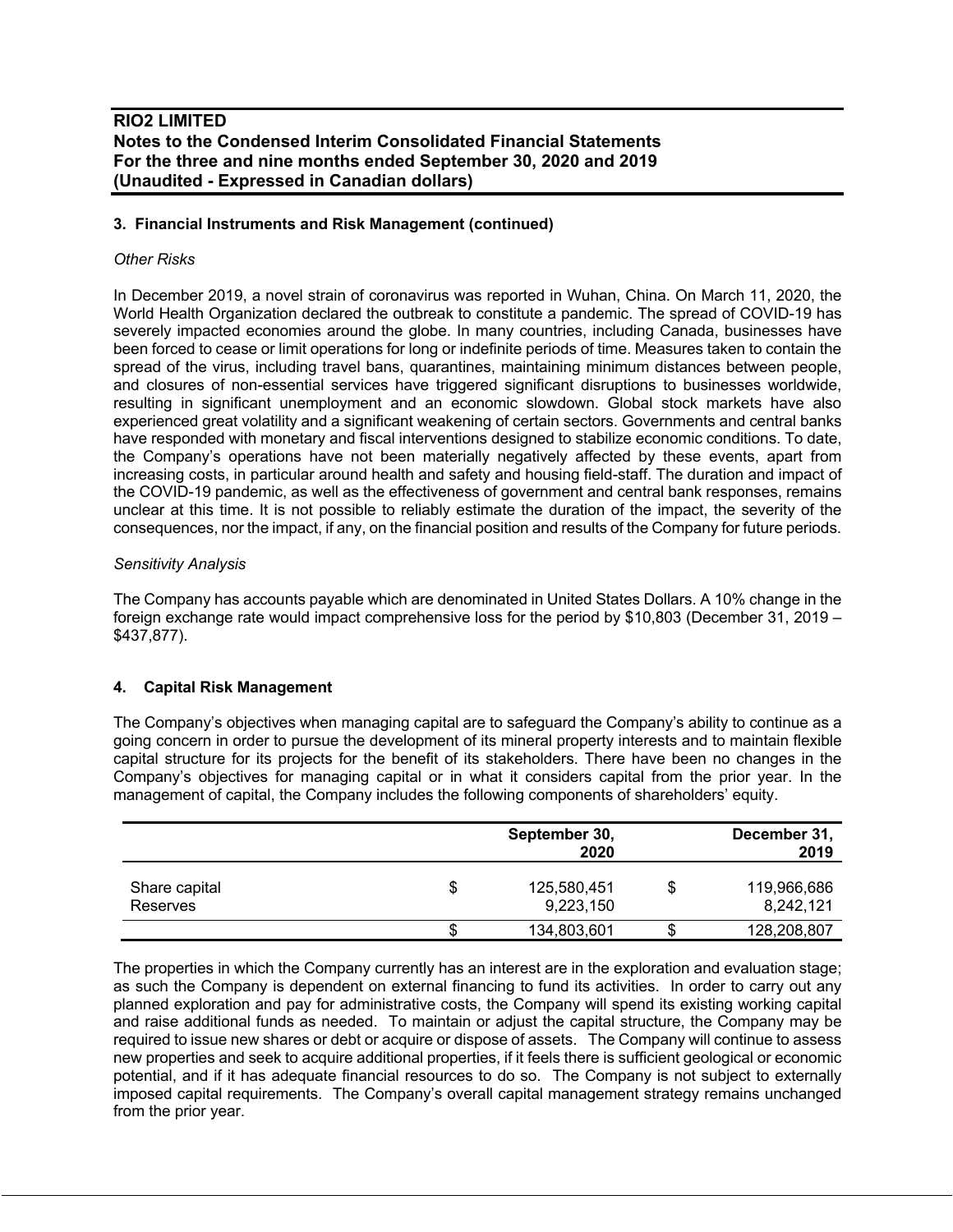## 3. Financial Instruments and Risk Management (continued)

*Other Risks*

In December 2019, a novel strain of coronavirus was reported in Wuhan, China. On March 11, 2020, the World Health Organization declared the outbreak to constitute a pandemic. The spread of COVID-19 has severely impacted economies around the globe. In many countries, including Canada, businesses have been forced to cease or limit operations for long or indefinite periods of time. Measures taken to contain the spread of the virus, including travel bans, quarantines, maintaining minimum distances between people, and closures of non-essential services have triggered significant disruptions to businesses worldwide, resulting in significant unemployment and an economic slowdown. Global stock markets have also experienced great volatility and a significant weakening of certain sectors. Governments and central banks have responded with monetary and fiscal interventions designed to stabilize economic conditions. To date, the Company's operations have not been materially negatively affected by these events, apart from increasing costs, in particular around health and safety and housing field-staff. The duration and impact of the COVID-19 pandemic, as well as the effectiveness of government and central bank responses, remains unclear at this time. It is not possible to reliably estimate the duration of the impact, the severity of the consequences, nor the impact, if any, on the financial position and results of the Company for future periods.

*Sensitivity Analysis*

The Company has accounts payable which are denominated in United States Dollars. A 10% change in the foreign exchange rate would impact comprehensive loss for the period by $10,803 (December 31, 2019 – $437,877).

## 4. Capital Risk Management

The Company's objectives when managing capital are to safeguard the Company's ability to continue as a going concern in order to pursue the development of its mineral property interests and to maintain flexible capital structure for its projects for the benefit of its stakeholders. There have been no changes in the Company's objectives for managing capital or in what it considers capital from the prior year. In the management of capital, the Company includes the following components of shareholders' equity.

| | | September 30, 2020 | | December 31, 2019 |
|---|---|---|---|---|
| Share capital | $ | 125,580,451 | $ | 119,966,686 |
| Reserves | | 9,223,150 | | 8,242,121 |
| | $ | 134,803,601 | $ | 128,208,807 |

The properties in which the Company currently has an interest are in the exploration and evaluation stage; as such the Company is dependent on external financing to fund its activities. In order to carry out any planned exploration and pay for administrative costs, the Company will spend its existing working capital and raise additional funds as needed. To maintain or adjust the capital structure, the Company may be required to issue new shares or debt or acquire or dispose of assets. The Company will continue to assess new properties and seek to acquire additional properties, if it feels there is sufficient geological or economic potential, and if it has adequate financial resources to do so. The Company is not subject to externally imposed capital requirements. The Company's overall capital management strategy remains unchanged from the prior year.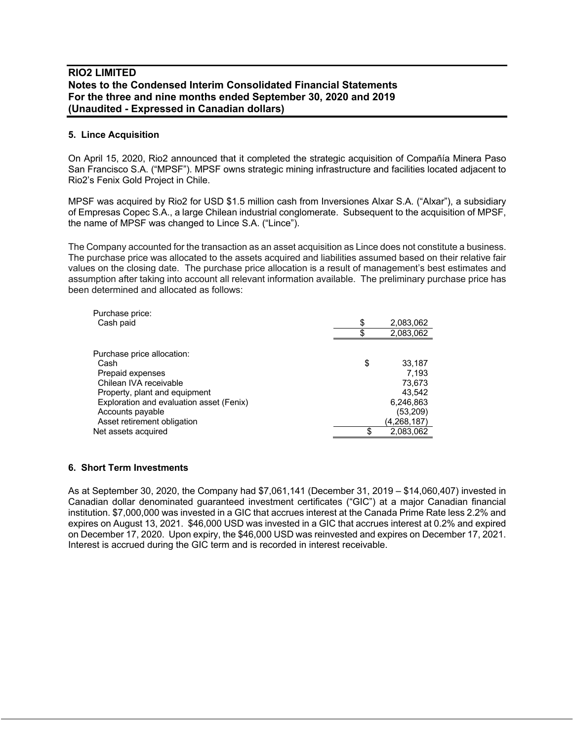## 5. Lince Acquisition

On April 15, 2020, Rio2 announced that it completed the strategic acquisition of Compañía Minera Paso San Francisco S.A. ("MPSF"). MPSF owns strategic mining infrastructure and facilities located adjacent to Rio2's Fenix Gold Project in Chile.

MPSF was acquired by Rio2 for USD $1.5 million cash from Inversiones Alxar S.A. ("Alxar"), a subsidiary of Empresas Copec S.A., a large Chilean industrial conglomerate. Subsequent to the acquisition of MPSF, the name of MPSF was changed to Lince S.A. ("Lince").

The Company accounted for the transaction as an asset acquisition as Lince does not constitute a business. The purchase price was allocated to the assets acquired and liabilities assumed based on their relative fair values on the closing date. The purchase price allocation is a result of management's best estimates and assumption after taking into account all relevant information available. The preliminary purchase price has been determined and allocated as follows:

| | |
|---|---|
| Purchase price: | |
| Cash paid | $ 2,083,062 |
| | $ 2,083,062 |
| | |
| Purchase price allocation: | |
| Cash | $ 33,187 |
| Prepaid expenses | 7,193 |
| Chilean IVA receivable | 73,673 |
| Property, plant and equipment | 43,542 |
| Exploration and evaluation asset (Fenix) | 6,246,863 |
| Accounts payable | (53,209) |
| Asset retirement obligation | (4,268,187) |
| Net assets acquired | $ 2,083,062 |

## 6. Short Term Investments

As at September 30, 2020, the Company had $7,061,141 (December 31, 2019 – $14,060,407) invested in Canadian dollar denominated guaranteed investment certificates ("GIC") at a major Canadian financial institution. $7,000,000 was invested in a GIC that accrues interest at the Canada Prime Rate less 2.2% and expires on August 13, 2021. $46,000 USD was invested in a GIC that accrues interest at 0.2% and expired on December 17, 2020. Upon expiry, the $46,000 USD was reinvested and expires on December 17, 2021. Interest is accrued during the GIC term and is recorded in interest receivable.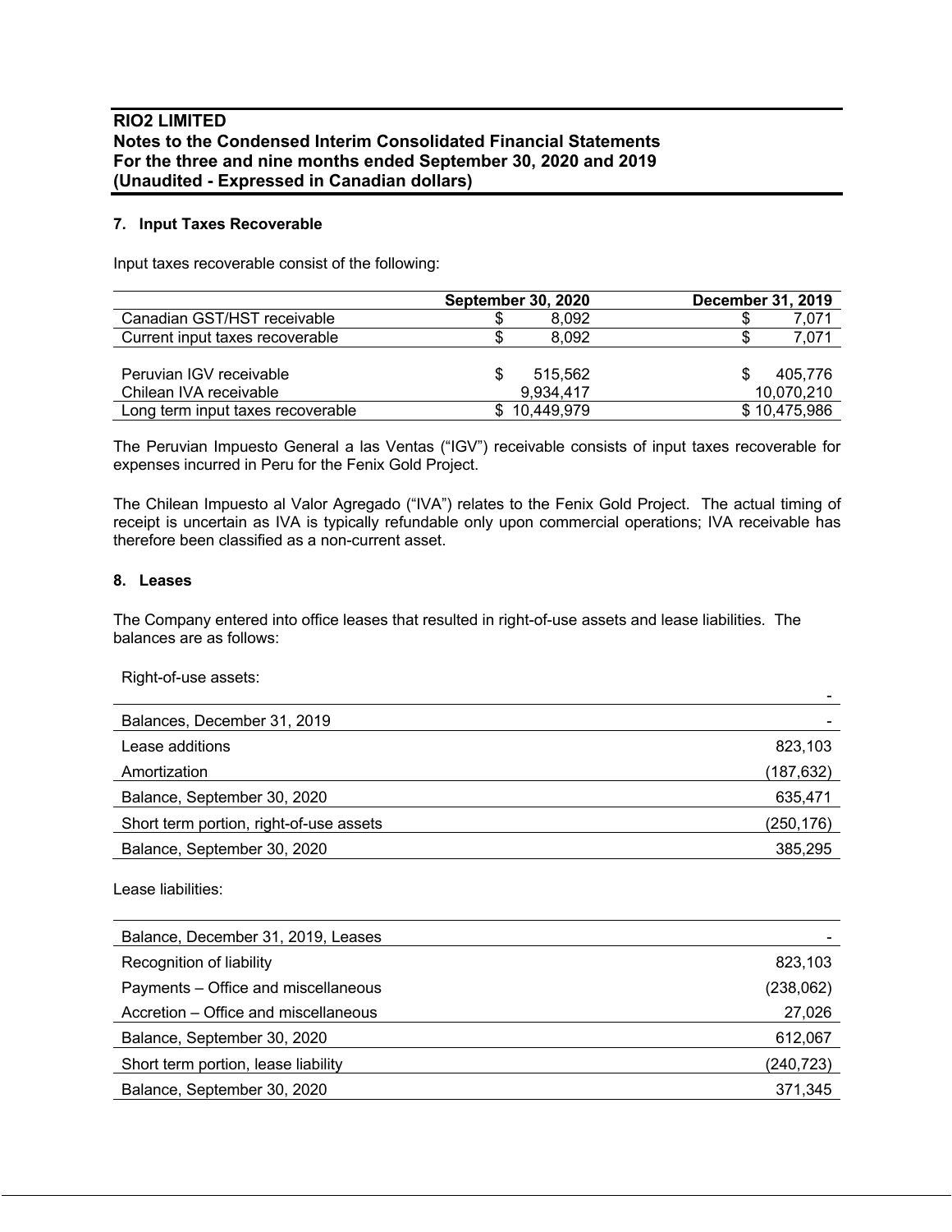## 7. Input Taxes Recoverable

Input taxes recoverable consist of the following:

| | September 30, 2020 | December 31, 2019 |
|---|---|---|
| Canadian GST/HST receivable | $ 8,092 | $ 7,071 |
| Current input taxes recoverable | $ 8,092 | $ 7,071 |
| | | |
| Peruvian IGV receivable | $ 515,562 | $ 405,776 |
| Chilean IVA receivable | 9,934,417 | 10,070,210 |
| Long term input taxes recoverable | $ 10,449,979 | $ 10,475,986 |

The Peruvian Impuesto General a las Ventas ("IGV") receivable consists of input taxes recoverable for expenses incurred in Peru for the Fenix Gold Project.

The Chilean Impuesto al Valor Agregado ("IVA") relates to the Fenix Gold Project. The actual timing of receipt is uncertain as IVA is typically refundable only upon commercial operations; IVA receivable has therefore been classified as a non-current asset.

## 8. Leases

The Company entered into office leases that resulted in right-of-use assets and lease liabilities. The balances are as follows:

Right-of-use assets:

| | |
|---|---|
| | - |
| Balances, December 31, 2019 | - |
| Lease additions | 823,103 |
| Amortization | (187,632) |
| Balance, September 30, 2020 | 635,471 |
| Short term portion, right-of-use assets | (250,176) |
| Balance, September 30, 2020 | 385,295 |

Lease liabilities:

| | |
|---|---|
| Balance, December 31, 2019, Leases | - |
| Recognition of liability | 823,103 |
| Payments – Office and miscellaneous | (238,062) |
| Accretion – Office and miscellaneous | 27,026 |
| Balance, September 30, 2020 | 612,067 |
| Short term portion, lease liability | (240,723) |
| Balance, September 30, 2020 | 371,345 |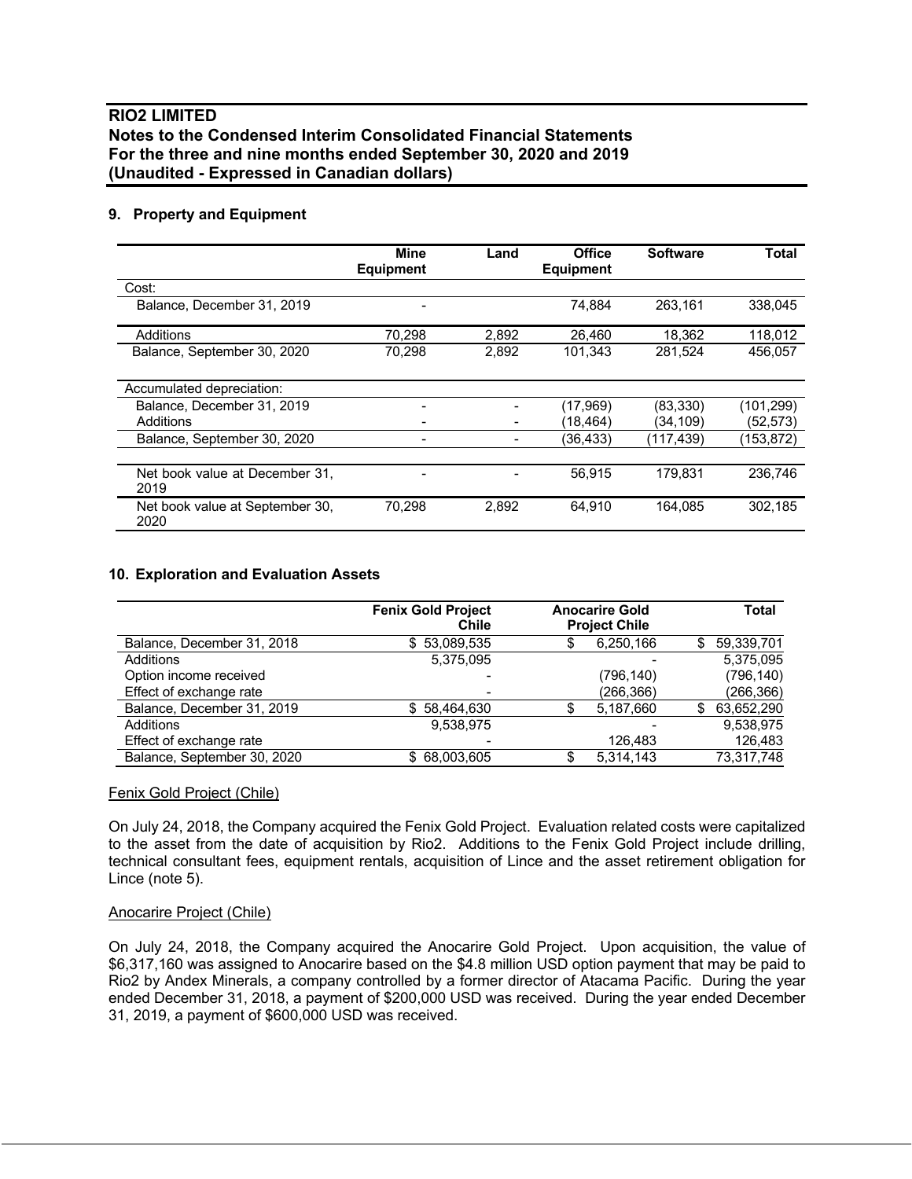## 9. Property and Equipment

| | Mine Equipment | Land | Office Equipment | Software | Total |
|---|---|---|---|---|---|
| Cost: | | | | | |
| Balance, December 31, 2019 | - | | 74,884 | 263,161 | 338,045 |
| Additions | 70,298 | 2,892 | 26,460 | 18,362 | 118,012 |
| Balance, September 30, 2020 | 70,298 | 2,892 | 101,343 | 281,524 | 456,057 |
| | | | | | |
| Accumulated depreciation: | | | | | |
| Balance, December 31, 2019 | - | - | (17,969) | (83,330) | (101,299) |
| Additions | - | - | (18,464) | (34,109) | (52,573) |
| Balance, September 30, 2020 | - | - | (36,433) | (117,439) | (153,872) |
| | | | | | |
| Net book value at December 31, 2019 | - | - | 56,915 | 179,831 | 236,746 |
| Net book value at September 30, 2020 | 70,298 | 2,892 | 64,910 | 164,085 | 302,185 |

## 10. Exploration and Evaluation Assets

| | Fenix Gold Project Chile | Anocarire Gold Project Chile | Total |
|---|---|---|---|
| Balance, December 31, 2018 | $ 53,089,535 | $ 6,250,166 | $ 59,339,701 |
| Additions | 5,375,095 | - | 5,375,095 |
| Option income received | - | (796,140) | (796,140) |
| Effect of exchange rate | - | (266,366) | (266,366) |
| Balance, December 31, 2019 | $ 58,464,630 | $ 5,187,660 | $ 63,652,290 |
| Additions | 9,538,975 | - | 9,538,975 |
| Effect of exchange rate | - | 126,483 | 126,483 |
| Balance, September 30, 2020 | $ 68,003,605 | $ 5,314,143 | 73,317,748 |

Fenix Gold Project (Chile)

On July 24, 2018, the Company acquired the Fenix Gold Project. Evaluation related costs were capitalized to the asset from the date of acquisition by Rio2. Additions to the Fenix Gold Project include drilling, technical consultant fees, equipment rentals, acquisition of Lince and the asset retirement obligation for Lince (note 5).

Anocarire Project (Chile)

On July 24, 2018, the Company acquired the Anocarire Gold Project. Upon acquisition, the value of $6,317,160 was assigned to Anocarire based on the $4.8 million USD option payment that may be paid to Rio2 by Andex Minerals, a company controlled by a former director of Atacama Pacific. During the year ended December 31, 2018, a payment of $200,000 USD was received. During the year ended December 31, 2019, a payment of $600,000 USD was received.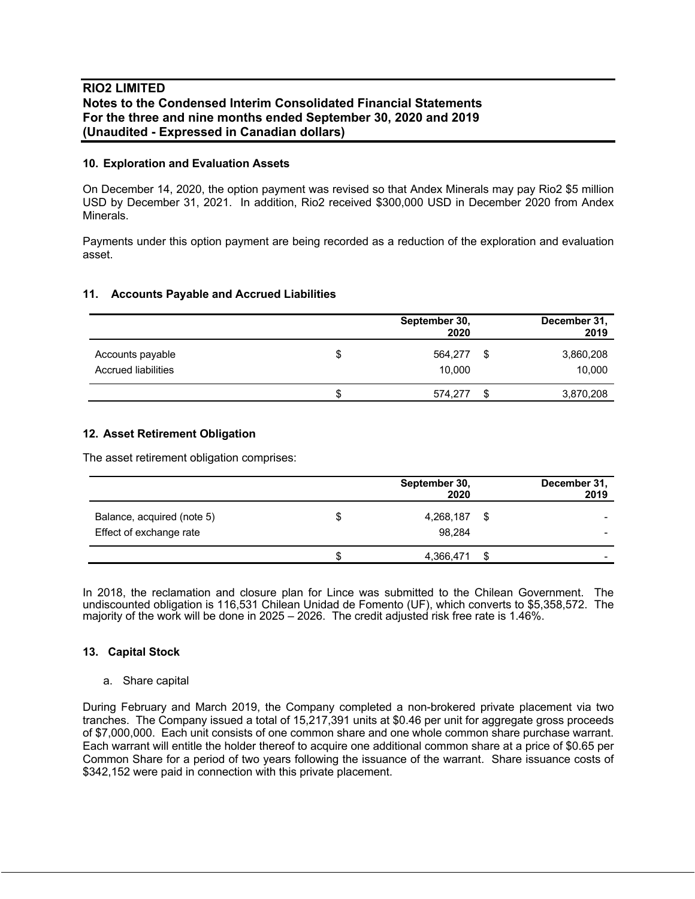## 10. Exploration and Evaluation Assets

On December 14, 2020, the option payment was revised so that Andex Minerals may pay Rio2 $5 million USD by December 31, 2021. In addition, Rio2 received $300,000 USD in December 2020 from Andex Minerals.

Payments under this option payment are being recorded as a reduction of the exploration and evaluation asset.

## 11. Accounts Payable and Accrued Liabilities

| | | September 30, 2020 | | December 31, 2019 |
|---|---|---|---|---|
| Accounts payable | $ | 564,277 | $ | 3,860,208 |
| Accrued liabilities | | 10,000 | | 10,000 |
| | $ | 574,277 | $ | 3,870,208 |

## 12. Asset Retirement Obligation

The asset retirement obligation comprises:

| | | September 30, 2020 | | December 31, 2019 |
|---|---|---|---|---|
| Balance, acquired (note 5) | $ | 4,268,187 | $ | - |
| Effect of exchange rate | | 98,284 | | - |
| | $ | 4,366,471 | $ | - |

In 2018, the reclamation and closure plan for Lince was submitted to the Chilean Government. The undiscounted obligation is 116,531 Chilean Unidad de Fomento (UF), which converts to $5,358,572. The majority of the work will be done in 2025 – 2026. The credit adjusted risk free rate is 1.46%.

## 13. Capital Stock

a. Share capital

During February and March 2019, the Company completed a non-brokered private placement via two tranches. The Company issued a total of 15,217,391 units at $0.46 per unit for aggregate gross proceeds of $7,000,000. Each unit consists of one common share and one whole common share purchase warrant. Each warrant will entitle the holder thereof to acquire one additional common share at a price of $0.65 per Common Share for a period of two years following the issuance of the warrant. Share issuance costs of $342,152 were paid in connection with this private placement.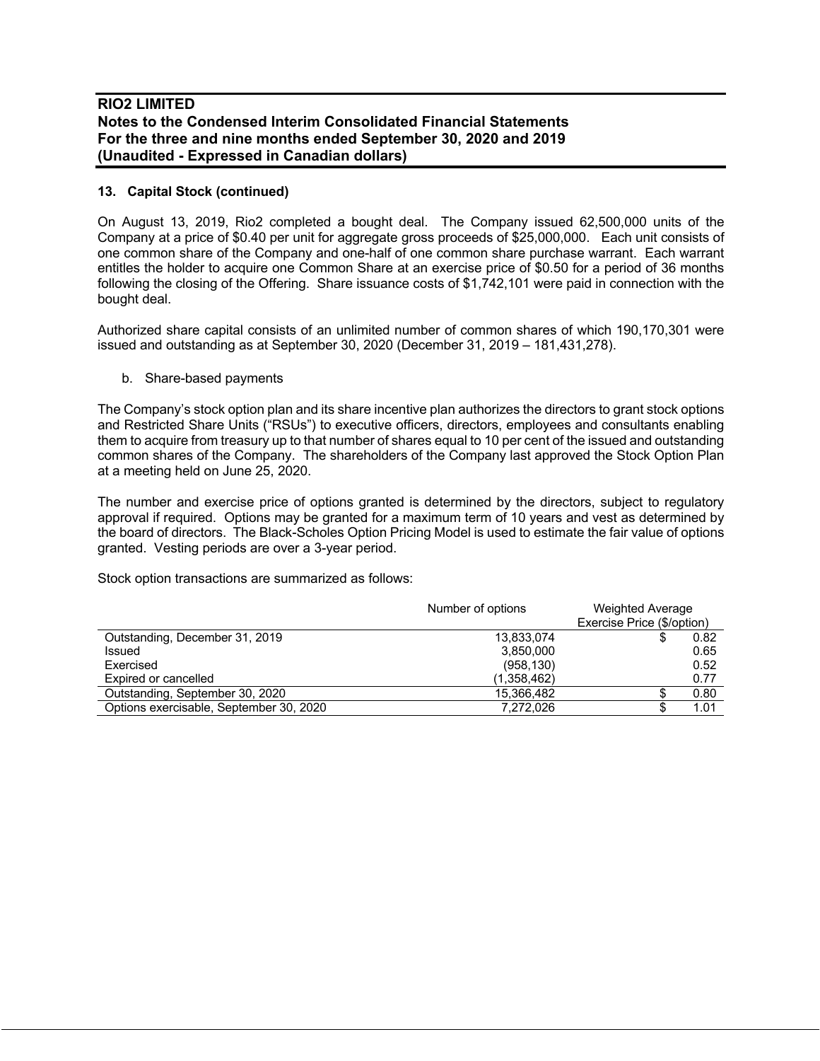## 13. Capital Stock (continued)

On August 13, 2019, Rio2 completed a bought deal. The Company issued 62,500,000 units of the Company at a price of $0.40 per unit for aggregate gross proceeds of $25,000,000. Each unit consists of one common share of the Company and one-half of one common share purchase warrant. Each warrant entitles the holder to acquire one Common Share at an exercise price of $0.50 for a period of 36 months following the closing of the Offering. Share issuance costs of $1,742,101 were paid in connection with the bought deal.

Authorized share capital consists of an unlimited number of common shares of which 190,170,301 were issued and outstanding as at September 30, 2020 (December 31, 2019 – 181,431,278).

b. Share-based payments

The Company's stock option plan and its share incentive plan authorizes the directors to grant stock options and Restricted Share Units ("RSUs") to executive officers, directors, employees and consultants enabling them to acquire from treasury up to that number of shares equal to 10 per cent of the issued and outstanding common shares of the Company. The shareholders of the Company last approved the Stock Option Plan at a meeting held on June 25, 2020.

The number and exercise price of options granted is determined by the directors, subject to regulatory approval if required. Options may be granted for a maximum term of 10 years and vest as determined by the board of directors. The Black-Scholes Option Pricing Model is used to estimate the fair value of options granted. Vesting periods are over a 3-year period.

Stock option transactions are summarized as follows:

| | Number of options | Weighted Average Exercise Price ($/option) |
|---|---|---|
| Outstanding, December 31, 2019 | 13,833,074 | $ 0.82 |
| Issued | 3,850,000 | 0.65 |
| Exercised | (958,130) | 0.52 |
| Expired or cancelled | (1,358,462) | 0.77 |
| Outstanding, September 30, 2020 | 15,366,482 | $ 0.80 |
| Options exercisable, September 30, 2020 | 7,272,026 | $ 1.01 |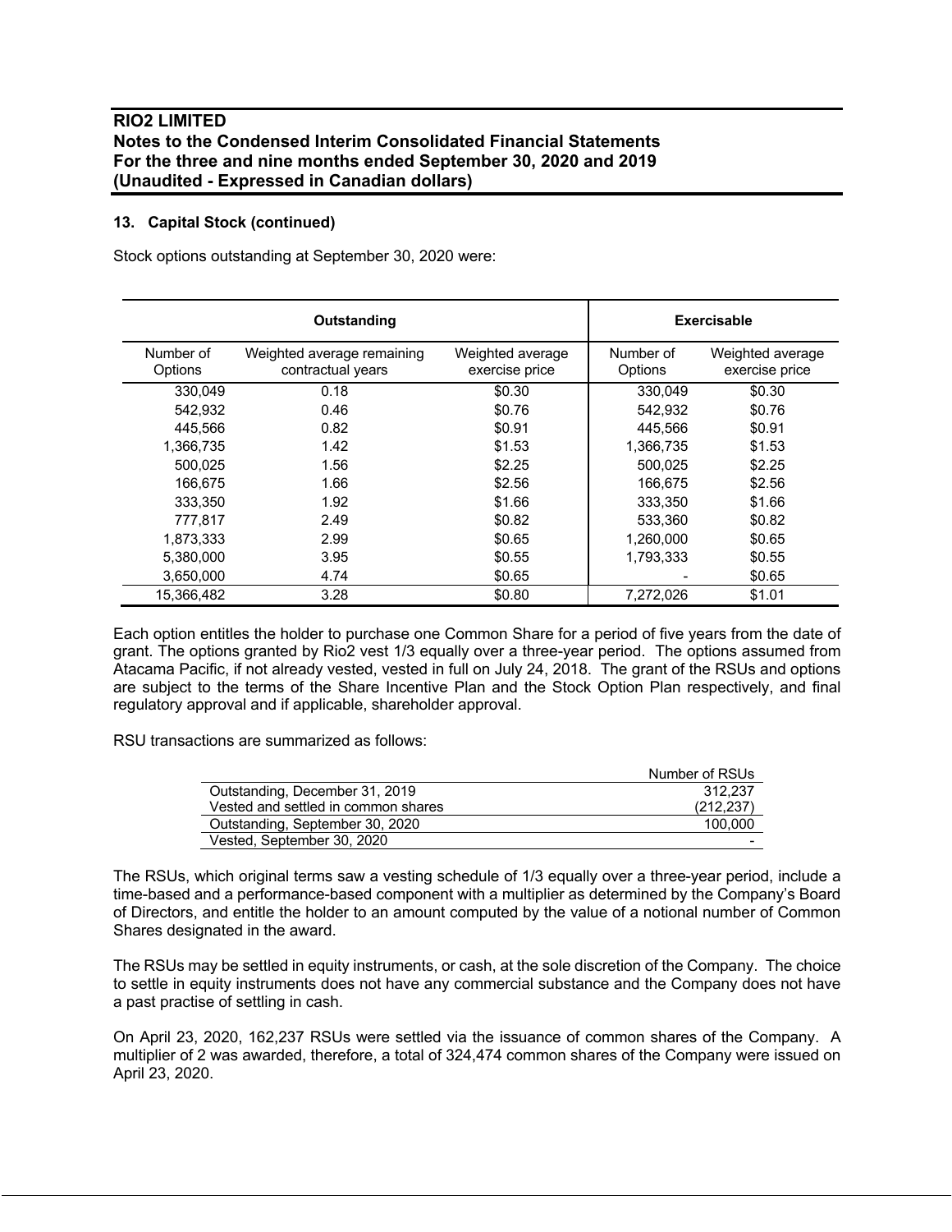### 13. Capital Stock (continued)

Stock options outstanding at September 30, 2020 were:

| Outstanding | | | Exercisable | |
|---|---|---|---|---|
| Number of Options | Weighted average remaining contractual years | Weighted average exercise price | Number of Options | Weighted average exercise price |
| 330,049 | 0.18 | $0.30 | 330,049 | $0.30 |
| 542,932 | 0.46 | $0.76 | 542,932 | $0.76 |
| 445,566 | 0.82 | $0.91 | 445,566 | $0.91 |
| 1,366,735 | 1.42 | $1.53 | 1,366,735 | $1.53 |
| 500,025 | 1.56 | $2.25 | 500,025 | $2.25 |
| 166,675 | 1.66 | $2.56 | 166,675 | $2.56 |
| 333,350 | 1.92 | $1.66 | 333,350 | $1.66 |
| 777,817 | 2.49 | $0.82 | 533,360 | $0.82 |
| 1,873,333 | 2.99 | $0.65 | 1,260,000 | $0.65 |
| 5,380,000 | 3.95 | $0.55 | 1,793,333 | $0.55 |
| 3,650,000 | 4.74 | $0.65 | - | $0.65 |
| 15,366,482 | 3.28 | $0.80 | 7,272,026 | $1.01 |

Each option entitles the holder to purchase one Common Share for a period of five years from the date of grant. The options granted by Rio2 vest 1/3 equally over a three-year period. The options assumed from Atacama Pacific, if not already vested, vested in full on July 24, 2018. The grant of the RSUs and options are subject to the terms of the Share Incentive Plan and the Stock Option Plan respectively, and final regulatory approval and if applicable, shareholder approval.

RSU transactions are summarized as follows:

| | Number of RSUs |
|---|---|
| Outstanding, December 31, 2019 | 312,237 |
| Vested and settled in common shares | (212,237) |
| Outstanding, September 30, 2020 | 100,000 |
| Vested, September 30, 2020 | - |

The RSUs, which original terms saw a vesting schedule of 1/3 equally over a three-year period, include a time-based and a performance-based component with a multiplier as determined by the Company's Board of Directors, and entitle the holder to an amount computed by the value of a notional number of Common Shares designated in the award.

The RSUs may be settled in equity instruments, or cash, at the sole discretion of the Company. The choice to settle in equity instruments does not have any commercial substance and the Company does not have a past practise of settling in cash.

On April 23, 2020, 162,237 RSUs were settled via the issuance of common shares of the Company. A multiplier of 2 was awarded, therefore, a total of 324,474 common shares of the Company were issued on April 23, 2020.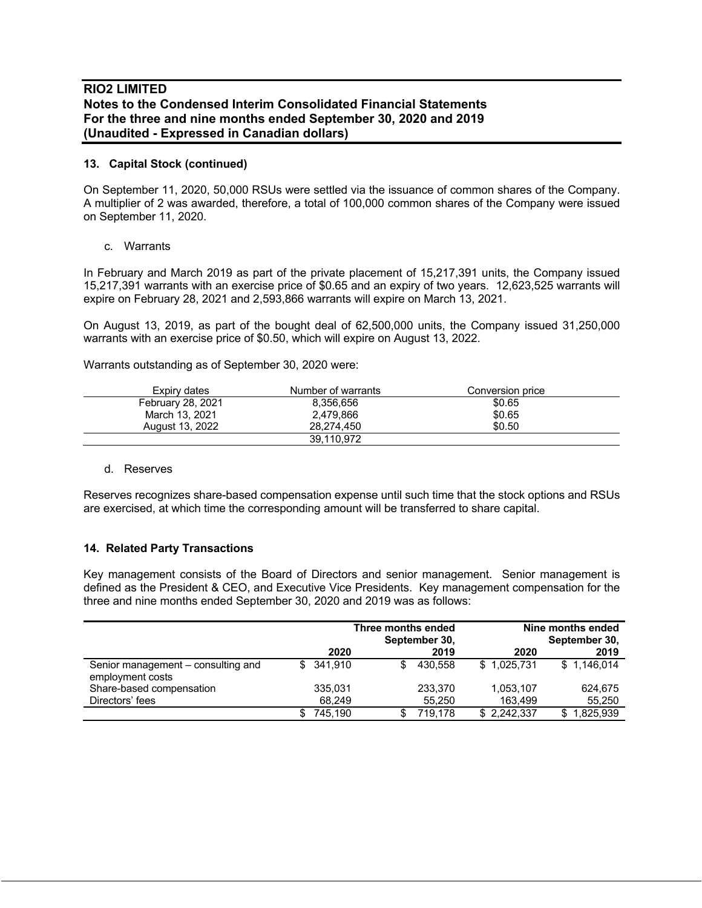## 13. Capital Stock (continued)

On September 11, 2020, 50,000 RSUs were settled via the issuance of common shares of the Company. A multiplier of 2 was awarded, therefore, a total of 100,000 common shares of the Company were issued on September 11, 2020.

c. Warrants

In February and March 2019 as part of the private placement of 15,217,391 units, the Company issued 15,217,391 warrants with an exercise price of $0.65 and an expiry of two years. 12,623,525 warrants will expire on February 28, 2021 and 2,593,866 warrants will expire on March 13, 2021.

On August 13, 2019, as part of the bought deal of 62,500,000 units, the Company issued 31,250,000 warrants with an exercise price of $0.50, which will expire on August 13, 2022.

Warrants outstanding as of September 30, 2020 were:

| Expiry dates | Number of warrants | Conversion price |
|---|---|---|
| February 28, 2021 | 8,356,656 | $0.65 |
| March 13, 2021 | 2,479,866 | $0.65 |
| August 13, 2022 | 28,274,450 | $0.50 |
| | 39,110,972 | |

d. Reserves

Reserves recognizes share-based compensation expense until such time that the stock options and RSUs are exercised, at which time the corresponding amount will be transferred to share capital.

## 14. Related Party Transactions

Key management consists of the Board of Directors and senior management. Senior management is defined as the President & CEO, and Executive Vice Presidents. Key management compensation for the three and nine months ended September 30, 2020 and 2019 was as follows:

| | Three months ended September 30, | | Nine months ended September 30, | |
|---|---|---|---|---|
| | 2020 | 2019 | 2020 | 2019 |
| Senior management – consulting and employment costs | $ 341,910 | $ 430,558 | $ 1,025,731 | $ 1,146,014 |
| Share-based compensation | 335,031 | 233,370 | 1,053,107 | 624,675 |
| Directors' fees | 68,249 | 55,250 | 163,499 | 55,250 |
| | $ 745,190 | $ 719,178 | $ 2,242,337 | $ 1,825,939 |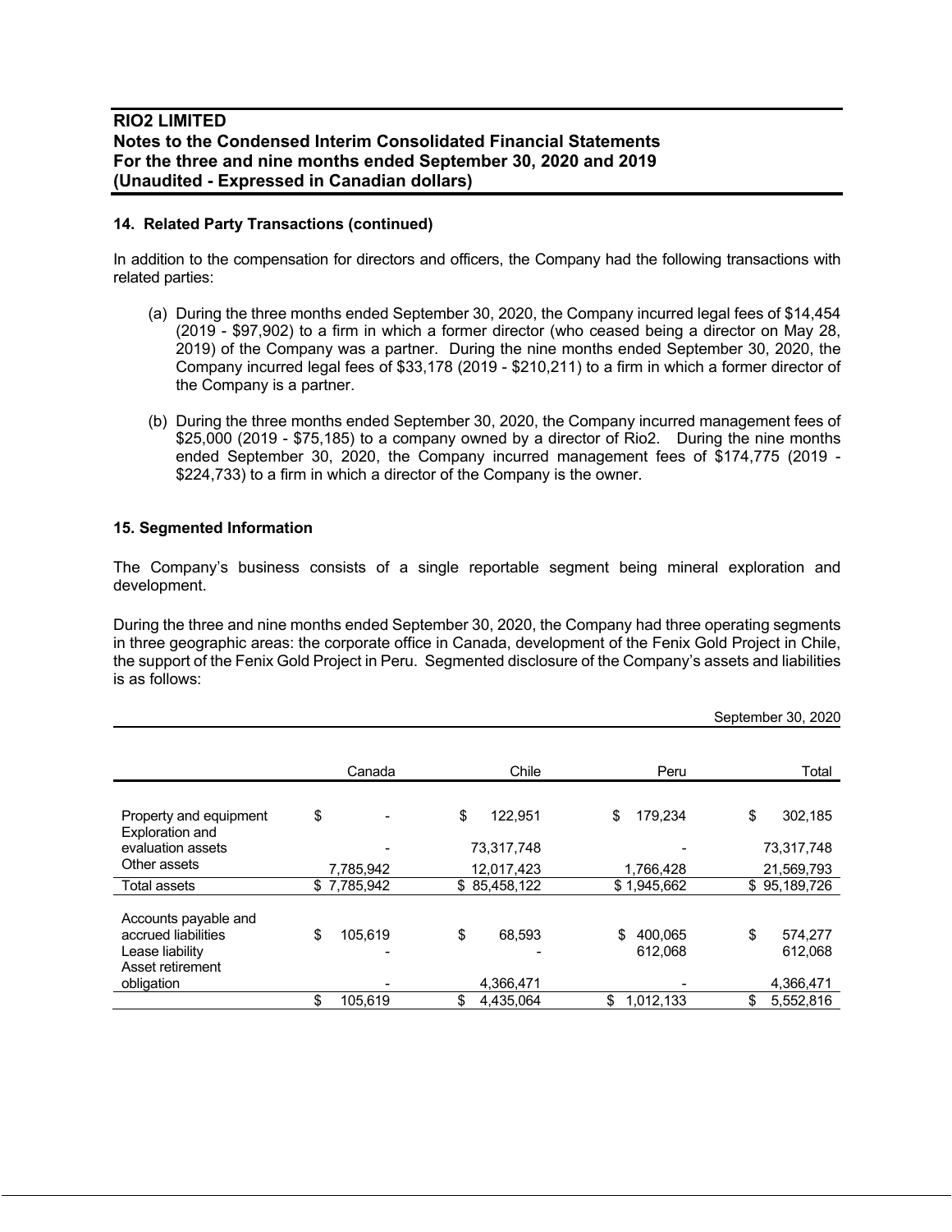## 14. Related Party Transactions (continued)

In addition to the compensation for directors and officers, the Company had the following transactions with related parties:

(a) During the three months ended September 30, 2020, the Company incurred legal fees of $14,454 (2019 - $97,902) to a firm in which a former director (who ceased being a director on May 28, 2019) of the Company was a partner. During the nine months ended September 30, 2020, the Company incurred legal fees of $33,178 (2019 - $210,211) to a firm in which a former director of the Company is a partner.

(b) During the three months ended September 30, 2020, the Company incurred management fees of $25,000 (2019 - $75,185) to a company owned by a director of Rio2. During the nine months ended September 30, 2020, the Company incurred management fees of $174,775 (2019 - $224,733) to a firm in which a director of the Company is the owner.

## 15. Segmented Information

The Company's business consists of a single reportable segment being mineral exploration and development.

During the three and nine months ended September 30, 2020, the Company had three operating segments in three geographic areas: the corporate office in Canada, development of the Fenix Gold Project in Chile, the support of the Fenix Gold Project in Peru. Segmented disclosure of the Company's assets and liabilities is as follows:

| September 30, 2020 | Canada | Chile | Peru | Total |
|---|---|---|---|---|
| Property and equipment | $ - | $ 122,951 | $ 179,234 | $ 302,185 |
| Exploration and evaluation assets | - | 73,317,748 | - | 73,317,748 |
| Other assets | 7,785,942 | 12,017,423 | 1,766,428 | 21,569,793 |
| Total assets | $ 7,785,942 | $ 85,458,122 | $ 1,945,662 | $ 95,189,726 |
| Accounts payable and accrued liabilities | $ 105,619 | $ 68,593 | $ 400,065 | $ 574,277 |
| Lease liability | - | - | 612,068 | 612,068 |
| Asset retirement obligation | - | 4,366,471 | - | 4,366,471 |
| | $ 105,619 | $ 4,435,064 | $ 1,012,133 | $ 5,552,816 |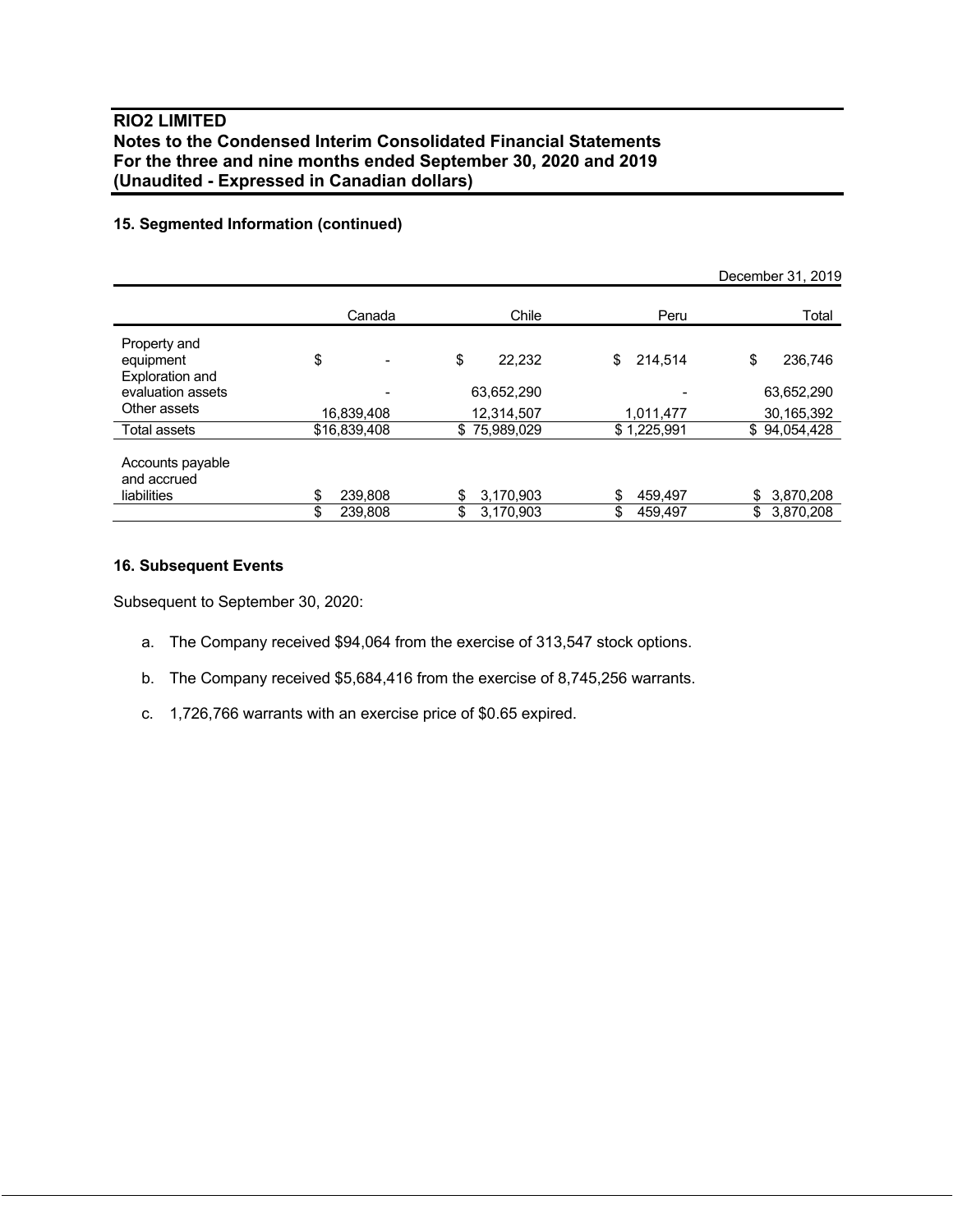### 15. Segmented Information (continued)

| | | | | December 31, 2019 |
|---|---|---|---|---|
| | Canada | Chile | Peru | Total |
| Property and equipment | $ - | $ 22,232 | $ 214,514 | $ 236,746 |
| Exploration and evaluation assets | - | 63,652,290 | - | 63,652,290 |
| Other assets | 16,839,408 | 12,314,507 | 1,011,477 | 30,165,392 |
| Total assets | $16,839,408 | $ 75,989,029 | $ 1,225,991 | $ 94,054,428 |
| Accounts payable and accrued liabilities | $ 239,808 | $ 3,170,903 | $ 459,497 | $ 3,870,208 |
| | $ 239,808 | $ 3,170,903 | $ 459,497 | $ 3,870,208 |

### 16. Subsequent Events

Subsequent to September 30, 2020:

a. The Company received $94,064 from the exercise of 313,547 stock options.

b. The Company received $5,684,416 from the exercise of 8,745,256 warrants.

c. 1,726,766 warrants with an exercise price of $0.65 expired.